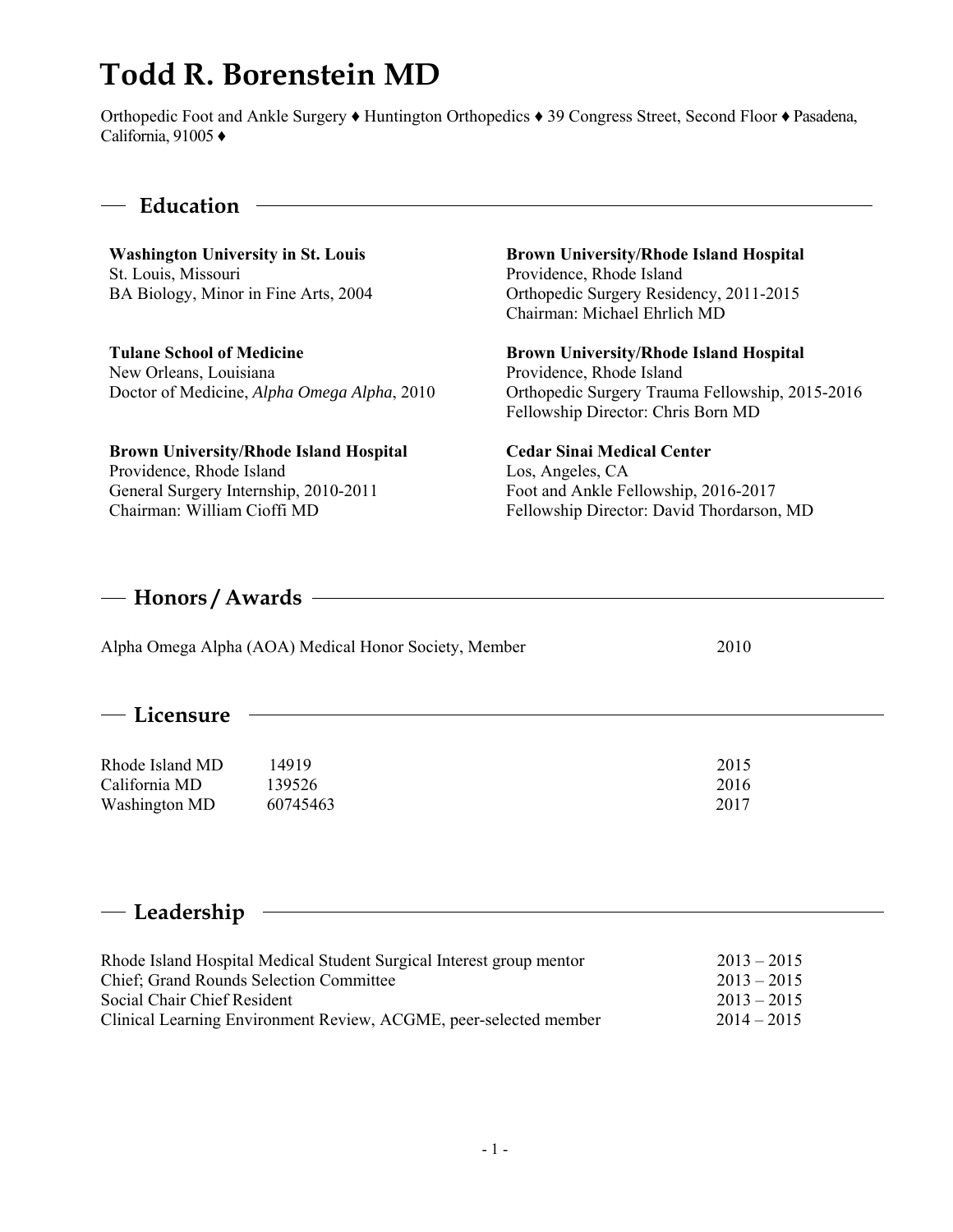# Todd R. Borenstein MD

Orthopedic Foot and Ankle Surgery ♦ Huntington Orthopedics ♦ 39 Congress Street, Second Floor ♦ Pasadena, California, 91005 ♦

## Education

**Washington University in St. Louis**
St. Louis, Missouri
BA Biology, Minor in Fine Arts, 2004

**Tulane School of Medicine**
New Orleans, Louisiana
Doctor of Medicine, *Alpha Omega Alpha*, 2010

**Brown University/Rhode Island Hospital**
Providence, Rhode Island
General Surgery Internship, 2010-2011
Chairman: William Cioffi MD

**Brown University/Rhode Island Hospital**
Providence, Rhode Island
Orthopedic Surgery Residency, 2011-2015
Chairman: Michael Ehrlich MD

**Brown University/Rhode Island Hospital**
Providence, Rhode Island
Orthopedic Surgery Trauma Fellowship, 2015-2016
Fellowship Director: Chris Born MD

**Cedar Sinai Medical Center**
Los, Angeles, CA
Foot and Ankle Fellowship, 2016-2017
Fellowship Director: David Thordarson, MD

## Honors / Awards

| | |
|---|---|
| Alpha Omega Alpha (AOA) Medical Honor Society, Member | 2010 |

## Licensure

| | | |
|---|---|---|
| Rhode Island MD | 14919 | 2015 |
| California MD | 139526 | 2016 |
| Washington MD | 60745463 | 2017 |

## Leadership

| | |
|---|---|
| Rhode Island Hospital Medical Student Surgical Interest group mentor | 2013 – 2015 |
| Chief; Grand Rounds Selection Committee | 2013 – 2015 |
| Social Chair Chief Resident | 2013 – 2015 |
| Clinical Learning Environment Review, ACGME, peer-selected member | 2014 – 2015 |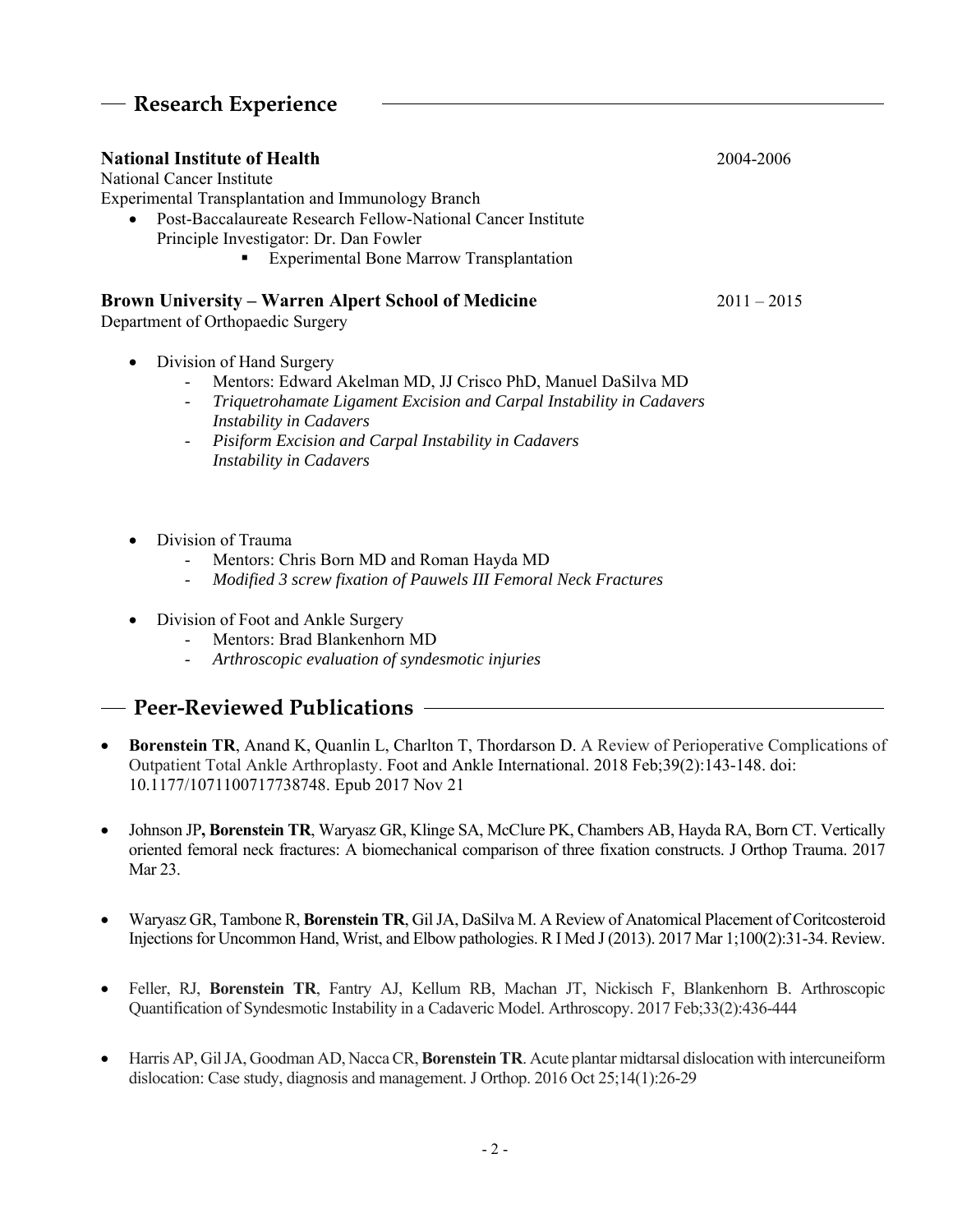## Research Experience

**National Institute of Health** 2004-2006

National Cancer Institute

Experimental Transplantation and Immunology Branch

- Post-Baccalaureate Research Fellow-National Cancer Institute
  Principle Investigator: Dr. Dan Fowler
    - Experimental Bone Marrow Transplantation

**Brown University – Warren Alpert School of Medicine** 2011 – 2015

Department of Orthopaedic Surgery

- Division of Hand Surgery
    - Mentors: Edward Akelman MD, JJ Crisco PhD, Manuel DaSilva MD
    - *Triquetrohamate Ligament Excision and Carpal Instability in Cadavers Instability in Cadavers*
    - *Pisiform Excision and Carpal Instability in Cadavers Instability in Cadavers*

- Division of Trauma
    - Mentors: Chris Born MD and Roman Hayda MD
    - *Modified 3 screw fixation of Pauwels III Femoral Neck Fractures*

- Division of Foot and Ankle Surgery
    - Mentors: Brad Blankenhorn MD
    - *Arthroscopic evaluation of syndesmotic injuries*

## Peer-Reviewed Publications

- **Borenstein TR**, Anand K, Quanlin L, Charlton T, Thordarson D. A Review of Perioperative Complications of Outpatient Total Ankle Arthroplasty. Foot and Ankle International. 2018 Feb;39(2):143-148. doi: 10.1177/1071100717738748. Epub 2017 Nov 21

- Johnson JP**, Borenstein TR**, Waryasz GR, Klinge SA, McClure PK, Chambers AB, Hayda RA, Born CT. Vertically oriented femoral neck fractures: A biomechanical comparison of three fixation constructs. J Orthop Trauma. 2017 Mar 23.

- Waryasz GR, Tambone R, **Borenstein TR**, Gil JA, DaSilva M. A Review of Anatomical Placement of Coritcosteroid Injections for Uncommon Hand, Wrist, and Elbow pathologies. R I Med J (2013). 2017 Mar 1;100(2):31-34. Review.

- Feller, RJ, **Borenstein TR**, Fantry AJ, Kellum RB, Machan JT, Nickisch F, Blankenhorn B. Arthroscopic Quantification of Syndesmotic Instability in a Cadaveric Model. Arthroscopy. 2017 Feb;33(2):436-444

- Harris AP, Gil JA, Goodman AD, Nacca CR, **Borenstein TR**. Acute plantar midtarsal dislocation with intercuneiform dislocation: Case study, diagnosis and management. J Orthop. 2016 Oct 25;14(1):26-29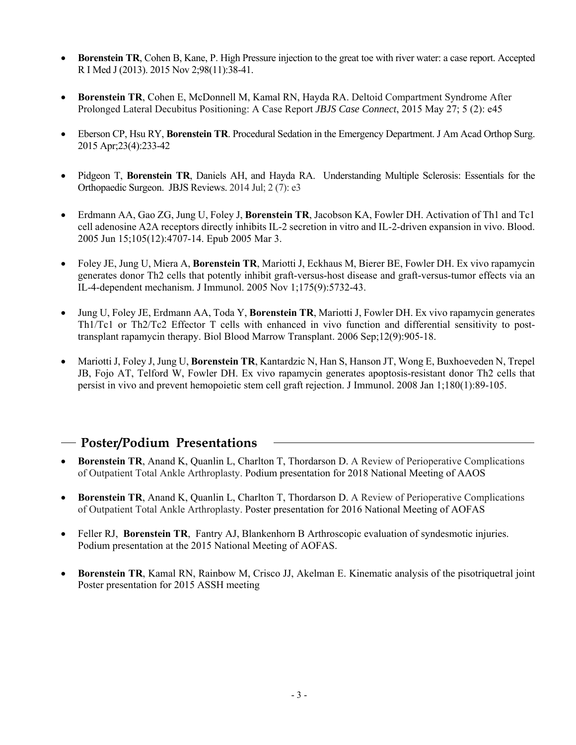- **Borenstein TR**, Cohen B, Kane, P. High Pressure injection to the great toe with river water: a case report. Accepted R I Med J (2013). 2015 Nov 2;98(11):38-41.

- **Borenstein TR**, Cohen E, McDonnell M, Kamal RN, Hayda RA. Deltoid Compartment Syndrome After Prolonged Lateral Decubitus Positioning: A Case Report *JBJS Case Connect*, 2015 May 27; 5 (2): e45

- Eberson CP, Hsu RY, **Borenstein TR**. Procedural Sedation in the Emergency Department. J Am Acad Orthop Surg. 2015 Apr;23(4):233-42

- Pidgeon T, **Borenstein TR**, Daniels AH, and Hayda RA. Understanding Multiple Sclerosis: Essentials for the Orthopaedic Surgeon. JBJS Reviews. 2014 Jul; 2 (7): e3

- Erdmann AA, Gao ZG, Jung U, Foley J, **Borenstein TR**, Jacobson KA, Fowler DH. Activation of Th1 and Tc1 cell adenosine A2A receptors directly inhibits IL-2 secretion in vitro and IL-2-driven expansion in vivo. Blood. 2005 Jun 15;105(12):4707-14. Epub 2005 Mar 3.

- Foley JE, Jung U, Miera A, **Borenstein TR**, Mariotti J, Eckhaus M, Bierer BE, Fowler DH. Ex vivo rapamycin generates donor Th2 cells that potently inhibit graft-versus-host disease and graft-versus-tumor effects via an IL-4-dependent mechanism. J Immunol. 2005 Nov 1;175(9):5732-43.

- Jung U, Foley JE, Erdmann AA, Toda Y, **Borenstein TR**, Mariotti J, Fowler DH. Ex vivo rapamycin generates Th1/Tc1 or Th2/Tc2 Effector T cells with enhanced in vivo function and differential sensitivity to post-transplant rapamycin therapy. Biol Blood Marrow Transplant. 2006 Sep;12(9):905-18.

- Mariotti J, Foley J, Jung U, **Borenstein TR**, Kantardzic N, Han S, Hanson JT, Wong E, Buxhoeveden N, Trepel JB, Fojo AT, Telford W, Fowler DH. Ex vivo rapamycin generates apoptosis-resistant donor Th2 cells that persist in vivo and prevent hemopoietic stem cell graft rejection. J Immunol. 2008 Jan 1;180(1):89-105.

## Poster/Podium Presentations

- **Borenstein TR**, Anand K, Quanlin L, Charlton T, Thordarson D. A Review of Perioperative Complications of Outpatient Total Ankle Arthroplasty. Podium presentation for 2018 National Meeting of AAOS

- **Borenstein TR**, Anand K, Quanlin L, Charlton T, Thordarson D. A Review of Perioperative Complications of Outpatient Total Ankle Arthroplasty. Poster presentation for 2016 National Meeting of AOFAS

- Feller RJ, **Borenstein TR**, Fantry AJ, Blankenhorn B Arthroscopic evaluation of syndesmotic injuries. Podium presentation at the 2015 National Meeting of AOFAS.

- **Borenstein TR**, Kamal RN, Rainbow M, Crisco JJ, Akelman E. Kinematic analysis of the pisotriquetral joint Poster presentation for 2015 ASSH meeting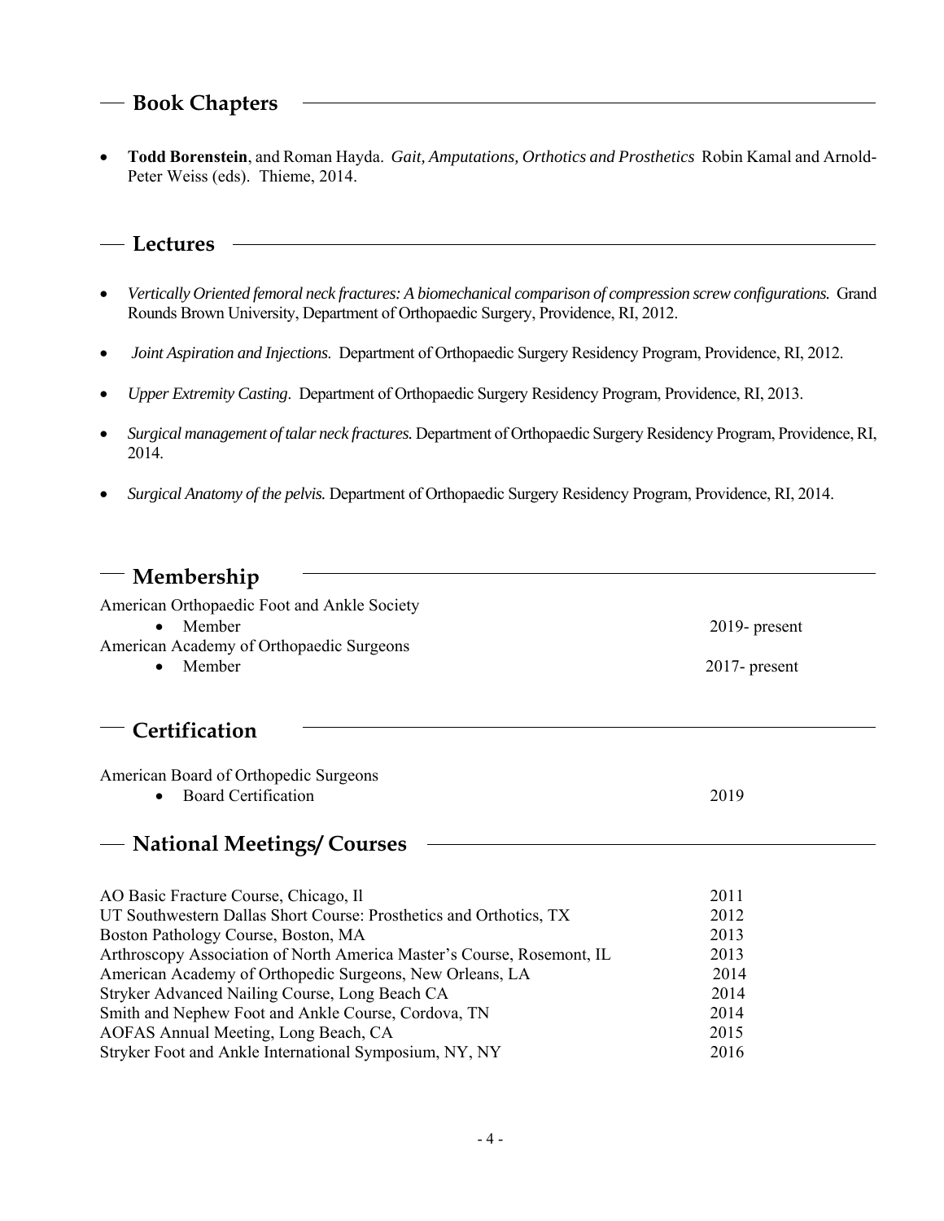## Book Chapters

- **Todd Borenstein**, and Roman Hayda. *Gait, Amputations, Orthotics and Prosthetics* Robin Kamal and Arnold-Peter Weiss (eds). Thieme, 2014.

## Lectures

- *Vertically Oriented femoral neck fractures: A biomechanical comparison of compression screw configurations.* Grand Rounds Brown University, Department of Orthopaedic Surgery, Providence, RI, 2012.
- *Joint Aspiration and Injections*. Department of Orthopaedic Surgery Residency Program, Providence, RI, 2012.
- *Upper Extremity Casting*. Department of Orthopaedic Surgery Residency Program, Providence, RI, 2013.
- *Surgical management of talar neck fractures.* Department of Orthopaedic Surgery Residency Program, Providence, RI, 2014.
- *Surgical Anatomy of the pelvis.* Department of Orthopaedic Surgery Residency Program, Providence, RI, 2014.

## Membership

American Orthopaedic Foot and Ankle Society

- Member — 2019- present

American Academy of Orthopaedic Surgeons

- Member — 2017- present

## Certification

American Board of Orthopedic Surgeons

- Board Certification — 2019

## National Meetings/ Courses

| | |
|---|---|
| AO Basic Fracture Course, Chicago, Il | 2011 |
| UT Southwestern Dallas Short Course: Prosthetics and Orthotics, TX | 2012 |
| Boston Pathology Course, Boston, MA | 2013 |
| Arthroscopy Association of North America Master's Course, Rosemont, IL | 2013 |
| American Academy of Orthopedic Surgeons, New Orleans, LA | 2014 |
| Stryker Advanced Nailing Course, Long Beach CA | 2014 |
| Smith and Nephew Foot and Ankle Course, Cordova, TN | 2014 |
| AOFAS Annual Meeting, Long Beach, CA | 2015 |
| Stryker Foot and Ankle International Symposium, NY, NY | 2016 |